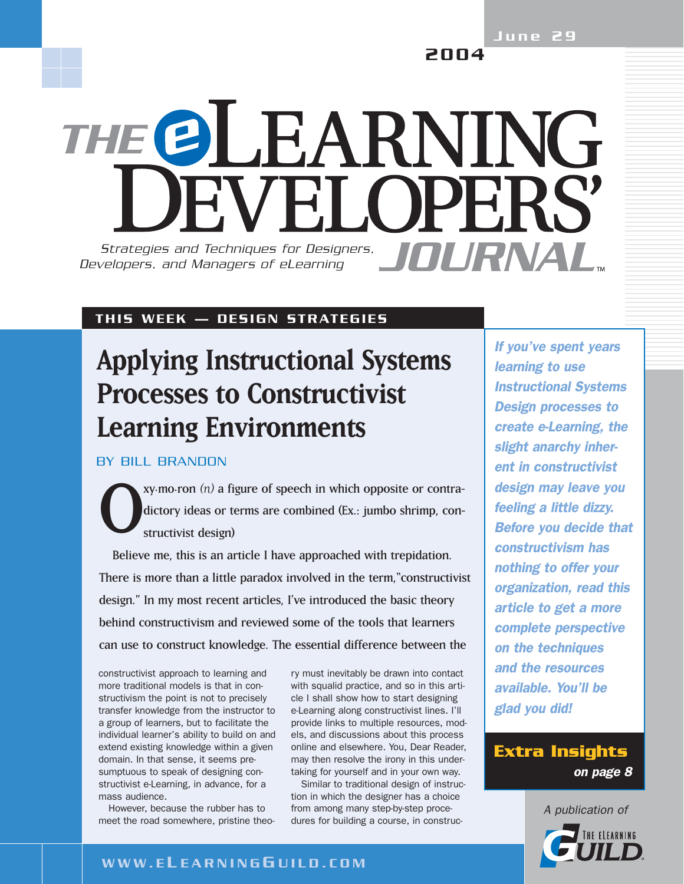June 29 2004

# THE eLEARNING DEVELOPERS' JOURNAL

*Strategies and Techniques for Designers, Developers, and Managers of eLearning*

**THIS WEEK — DESIGN STRATEGIES**

# Applying Instructional Systems Processes to Constructivist Learning Environments

BY BILL BRANDON

Oxy·mo·ron *(n)* a figure of speech in which opposite or contradictory ideas or terms are combined (Ex.: jumbo shrimp, constructivist design)

Believe me, this is an article I have approached with trepidation. There is more than a little paradox involved in the term,"constructivist design." In my most recent articles, I've introduced the basic theory behind constructivism and reviewed some of the tools that learners can use to construct knowledge. The essential difference between the constructivist approach to learning and more traditional models is that in constructivism the point is not to precisely transfer knowledge from the instructor to a group of learners, but to facilitate the individual learner's ability to build on and extend existing knowledge within a given domain. In that sense, it seems presumptuous to speak of designing constructivist e-Learning, in advance, for a mass audience.

However, because the rubber has to meet the road somewhere, pristine theory must inevitably be drawn into contact with squalid practice, and so in this article I shall show how to start designing e-Learning along constructivist lines. I'll provide links to multiple resources, models, and discussions about this process online and elsewhere. You, Dear Reader, may then resolve the irony in this undertaking for yourself and in your own way.

Similar to traditional design of instruction in which the designer has a choice from among many step-by-step procedures for building a course, in construc-

***If you've spent years learning to use Instructional Systems Design processes to create e-Learning, the slight anarchy inherent in constructivist design may leave you feeling a little dizzy. Before you decide that constructivism has nothing to offer your organization, read this article to get a more complete perspective on the techniques and the resources available. You'll be glad you did!***

**Extra Insights** ***on page 8***

*A publication of* THE eLEARNING GUILD

WWW.ELEARNINGGUILD.COM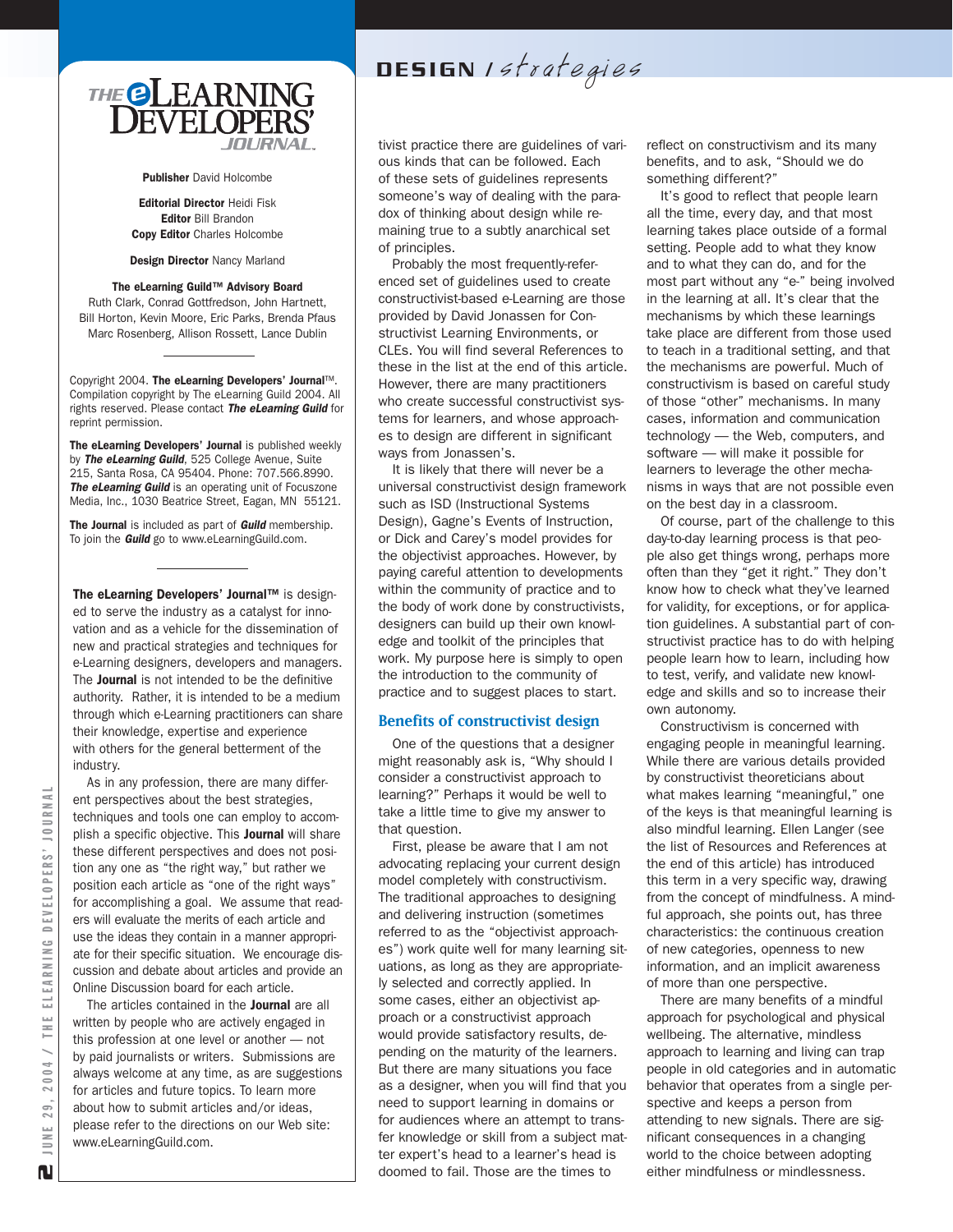# THE eLEARNING DEVELOPERS' JOURNAL

**Publisher** David Holcombe

**Editorial Director** Heidi Fisk
**Editor** Bill Brandon
**Copy Editor** Charles Holcombe

**Design Director** Nancy Marland

**The eLearning Guild™ Advisory Board**
Ruth Clark, Conrad Gottfredson, John Hartnett, Bill Horton, Kevin Moore, Eric Parks, Brenda Pfaus Marc Rosenberg, Allison Rossett, Lance Dublin

Copyright 2004. **The eLearning Developers' Journal**™. Compilation copyright by The eLearning Guild 2004. All rights reserved. Please contact ***The eLearning Guild*** for reprint permission.

**The eLearning Developers' Journal** is published weekly by ***The eLearning Guild***, 525 College Avenue, Suite 215, Santa Rosa, CA 95404. Phone: 707.566.8990. ***The eLearning Guild*** is an operating unit of Focuszone Media, Inc., 1030 Beatrice Street, Eagan, MN 55121.

**The Journal** is included as part of ***Guild*** membership. To join the ***Guild*** go to www.eLearningGuild.com.

**The eLearning Developers' Journal™** is designed to serve the industry as a catalyst for innovation and as a vehicle for the dissemination of new and practical strategies and techniques for e-Learning designers, developers and managers. The **Journal** is not intended to be the definitive authority. Rather, it is intended to be a medium through which e-Learning practitioners can share their knowledge, expertise and experience with others for the general betterment of the industry.

As in any profession, there are many different perspectives about the best strategies, techniques and tools one can employ to accomplish a specific objective. This **Journal** will share these different perspectives and does not position any one as "the right way," but rather we position each article as "one of the right ways" for accomplishing a goal. We assume that readers will evaluate the merits of each article and use the ideas they contain in a manner appropriate for their specific situation. We encourage discussion and debate about articles and provide an Online Discussion board for each article.

The articles contained in the **Journal** are all written by people who are actively engaged in this profession at one level or another — not by paid journalists or writers. Submissions are always welcome at any time, as are suggestions for articles and future topics. To learn more about how to submit articles and/or ideas, please refer to the directions on our Web site: www.eLearningGuild.com.

---

tivist practice there are guidelines of various kinds that can be followed. Each of these sets of guidelines represents someone's way of dealing with the paradox of thinking about design while remaining true to a subtly anarchical set of principles.

Probably the most frequently-referenced set of guidelines used to create constructivist-based e-Learning are those provided by David Jonassen for Constructivist Learning Environments, or CLEs. You will find several References to these in the list at the end of this article. However, there are many practitioners who create successful constructivist systems for learners, and whose approaches to design are different in significant ways from Jonassen's.

It is likely that there will never be a universal constructivist design framework such as ISD (Instructional Systems Design), Gagne's Events of Instruction, or Dick and Carey's model provides for the objectivist approaches. However, by paying careful attention to developments within the community of practice and to the body of work done by constructivists, designers can build up their own knowledge and toolkit of the principles that work. My purpose here is simply to open the introduction to the community of practice and to suggest places to start.

## Benefits of constructivist design

One of the questions that a designer might reasonably ask is, "Why should I consider a constructivist approach to learning?" Perhaps it would be well to take a little time to give my answer to that question.

First, please be aware that I am not advocating replacing your current design model completely with constructivism. The traditional approaches to designing and delivering instruction (sometimes referred to as the "objectivist approaches") work quite well for many learning situations, as long as they are appropriately selected and correctly applied. In some cases, either an objectivist approach or a constructivist approach would provide satisfactory results, depending on the maturity of the learners. But there are many situations you face as a designer, when you will find that you need to support learning in domains or for audiences where an attempt to transfer knowledge or skill from a subject matter expert's head to a learner's head is doomed to fail. Those are the times to reflect on constructivism and its many benefits, and to ask, "Should we do something different?"

It's good to reflect that people learn all the time, every day, and that most learning takes place outside of a formal setting. People add to what they know and to what they can do, and for the most part without any "e-" being involved in the learning at all. It's clear that the mechanisms by which these learnings take place are different from those used to teach in a traditional setting, and that the mechanisms are powerful. Much of constructivism is based on careful study of those "other" mechanisms. In many cases, information and communication technology — the Web, computers, and software — will make it possible for learners to leverage the other mechanisms in ways that are not possible even on the best day in a classroom.

Of course, part of the challenge to this day-to-day learning process is that people also get things wrong, perhaps more often than they "get it right." They don't know how to check what they've learned for validity, for exceptions, or for application guidelines. A substantial part of constructivist practice has to do with helping people learn how to learn, including how to test, verify, and validate new knowledge and skills and so to increase their own autonomy.

Constructivism is concerned with engaging people in meaningful learning. While there are various details provided by constructivist theoreticians about what makes learning "meaningful," one of the keys is that meaningful learning is also mindful learning. Ellen Langer (see the list of Resources and References at the end of this article) has introduced this term in a very specific way, drawing from the concept of mindfulness. A mindful approach, she points out, has three characteristics: the continuous creation of new categories, openness to new information, and an implicit awareness of more than one perspective.

There are many benefits of a mindful approach for psychological and physical wellbeing. The alternative, mindless approach to learning and living can trap people in old categories and in automatic behavior that operates from a single perspective and keeps a person from attending to new signals. There are significant consequences in a changing world to the choice between adopting either mindfulness or mindlessness.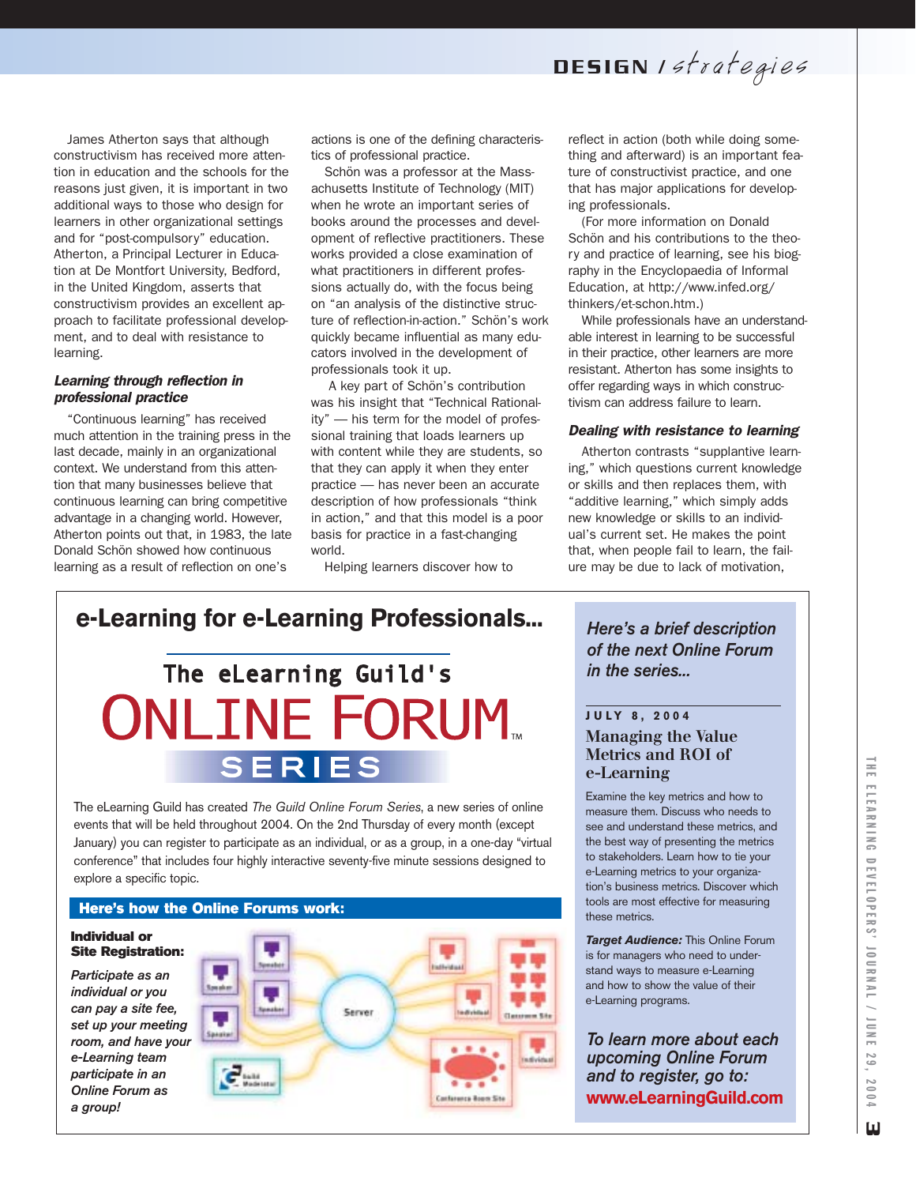James Atherton says that although constructivism has received more attention in education and the schools for the reasons just given, it is important in two additional ways to those who design for learners in other organizational settings and for "post-compulsory" education. Atherton, a Principal Lecturer in Education at De Montfort University, Bedford, in the United Kingdom, asserts that constructivism provides an excellent approach to facilitate professional development, and to deal with resistance to learning.

### *Learning through reflection in professional practice*

"Continuous learning" has received much attention in the training press in the last decade, mainly in an organizational context. We understand from this attention that many businesses believe that continuous learning can bring competitive advantage in a changing world. However, Atherton points out that, in 1983, the late Donald Schön showed how continuous learning as a result of reflection on one's actions is one of the defining characteristics of professional practice.

Schön was a professor at the Massachusetts Institute of Technology (MIT) when he wrote an important series of books around the processes and development of reflective practitioners. These works provided a close examination of what practitioners in different professions actually do, with the focus being on "an analysis of the distinctive structure of reflection-in-action." Schön's work quickly became influential as many educators involved in the development of professionals took it up.

A key part of Schön's contribution was his insight that "Technical Rationality" — his term for the model of professional training that loads learners up with content while they are students, so that they can apply it when they enter practice — has never been an accurate description of how professionals "think in action," and that this model is a poor basis for practice in a fast-changing world.

Helping learners discover how to reflect in action (both while doing something and afterward) is an important feature of constructivist practice, and one that has major applications for developing professionals.

(For more information on Donald Schön and his contributions to the theory and practice of learning, see his biography in the Encyclopaedia of Informal Education, at http://www.infed.org/thinkers/et-schon.htm.)

While professionals have an understandable interest in learning to be successful in their practice, other learners are more resistant. Atherton has some insights to offer regarding ways in which constructivism can address failure to learn.

### *Dealing with resistance to learning*

Atherton contrasts "supplantive learning," which questions current knowledge or skills and then replaces them, with "additive learning," which simply adds new knowledge or skills to an individual's current set. He makes the point that, when people fail to learn, the failure may be due to lack of motivation,

---

## e-Learning for e-Learning Professionals...

### The eLearning Guild's ONLINE FORUM™ SERIES

The eLearning Guild has created *The Guild Online Forum Series*, a new series of online events that will be held throughout 2004. On the 2nd Thursday of every month (except January) you can register to participate as an individual, or as a group, in a one-day "virtual conference" that includes four highly interactive seventy-five minute sessions designed to explore a specific topic.

**Here's how the Online Forums work:**

**Individual or Site Registration:**

***Participate as an individual or you can pay a site fee, set up your meeting room, and have your e-Learning team participate in an Online Forum as a group!***

*Here's a brief description of the next Online Forum in the series...*

**JULY 8, 2004**

**Managing the Value Metrics and ROI of e-Learning**

Examine the key metrics and how to measure them. Discuss who needs to see and understand these metrics, and the best way of presenting the metrics to stakeholders. Learn how to tie your e-Learning metrics to your organization's business metrics. Discover which tools are most effective for measuring these metrics.

***Target Audience:*** This Online Forum is for managers who need to understand ways to measure e-Learning and how to show the value of their e-Learning programs.

*To learn more about each upcoming Online Forum and to register, go to:* **www.eLearningGuild.com**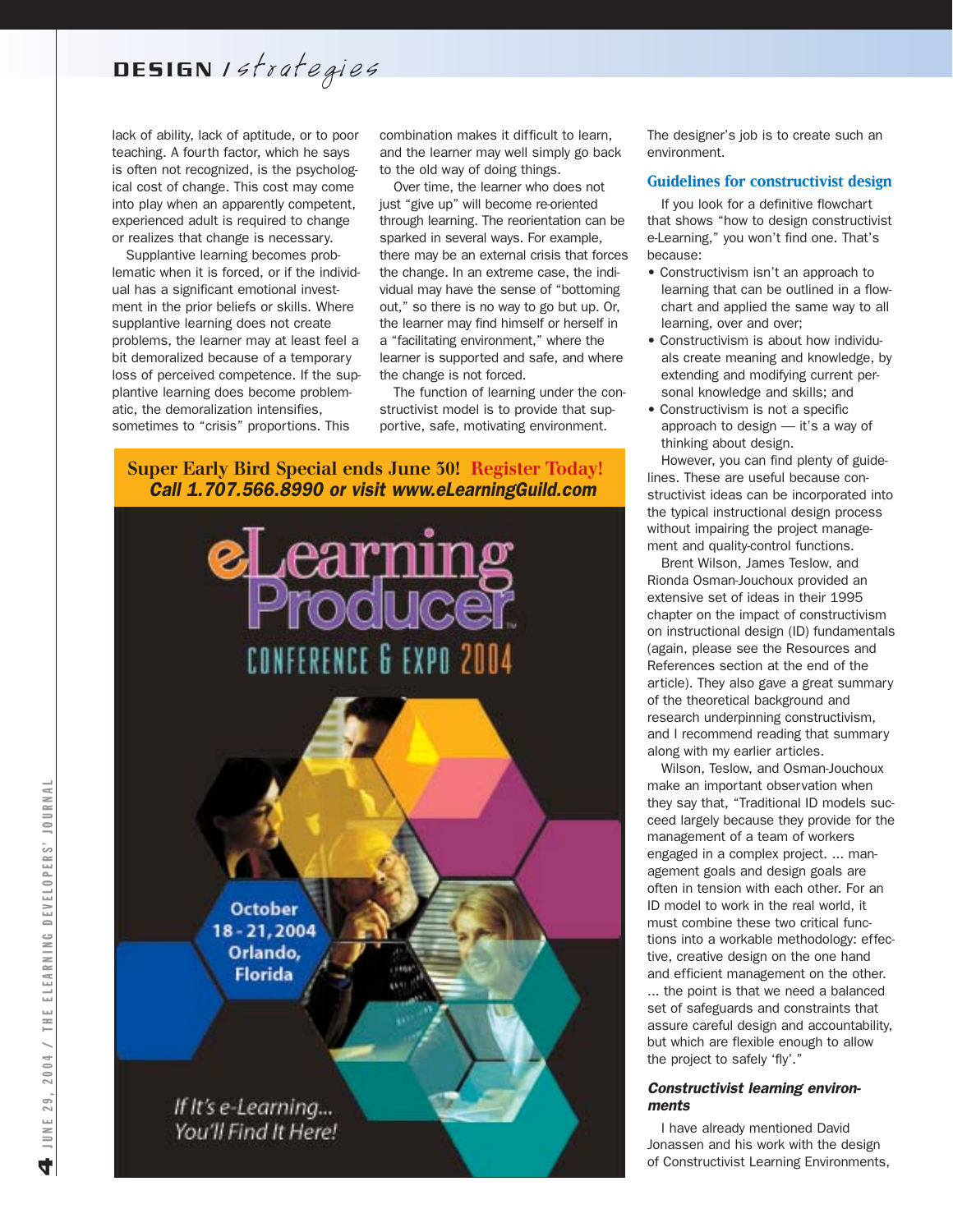lack of ability, lack of aptitude, or to poor teaching. A fourth factor, which he says is often not recognized, is the psychological cost of change. This cost may come into play when an apparently competent, experienced adult is required to change or realizes that change is necessary.

Supplantive learning becomes problematic when it is forced, or if the individual has a significant emotional investment in the prior beliefs or skills. Where supplantive learning does not create problems, the learner may at least feel a bit demoralized because of a temporary loss of perceived competence. If the supplantive learning does become problematic, the demoralization intensifies, sometimes to "crisis" proportions. This combination makes it difficult to learn, and the learner may well simply go back to the old way of doing things.

Over time, the learner who does not just "give up" will become re-oriented through learning. The reorientation can be sparked in several ways. For example, there may be an external crisis that forces the change. In an extreme case, the individual may have the sense of "bottoming out," so there is no way to go but up. Or, the learner may find himself or herself in a "facilitating environment," where the learner is supported and safe, and where the change is not forced.

The function of learning under the constructivist model is to provide that supportive, safe, motivating environment. The designer's job is to create such an environment.

## Guidelines for constructivist design

If you look for a definitive flowchart that shows "how to design constructivist e-Learning," you won't find one. That's because:

- Constructivism isn't an approach to learning that can be outlined in a flowchart and applied the same way to all learning, over and over;
- Constructivism is about how individuals create meaning and knowledge, by extending and modifying current personal knowledge and skills; and
- Constructivism is not a specific approach to design — it's a way of thinking about design.

However, you can find plenty of guidelines. These are useful because constructivist ideas can be incorporated into the typical instructional design process without impairing the project management and quality-control functions.

Brent Wilson, James Teslow, and Rionda Osman-Jouchoux provided an extensive set of ideas in their 1995 chapter on the impact of constructivism on instructional design (ID) fundamentals (again, please see the Resources and References section at the end of the article). They also gave a great summary of the theoretical background and research underpinning constructivism, and I recommend reading that summary along with my earlier articles.

Wilson, Teslow, and Osman-Jouchoux make an important observation when they say that, "Traditional ID models succeed largely because they provide for the management of a team of workers engaged in a complex project. ... management goals and design goals are often in tension with each other. For an ID model to work in the real world, it must combine these two critical functions into a workable methodology: effective, creative design on the one hand and efficient management on the other. ... the point is that we need a balanced set of safeguards and constraints that assure careful design and accountability, but which are flexible enough to allow the project to safely 'fly'."

### *Constructivist learning environments*

I have already mentioned David Jonassen and his work with the design of Constructivist Learning Environments,

**Super Early Bird Special ends June 30! Register Today!**
***Call 1.707.566.8990 or visit www.eLearningGuild.com***

eLearning Producer Conference & Expo 2004

October 18-21, 2004
Orlando, Florida

*If It's e-Learning... You'll Find It Here!*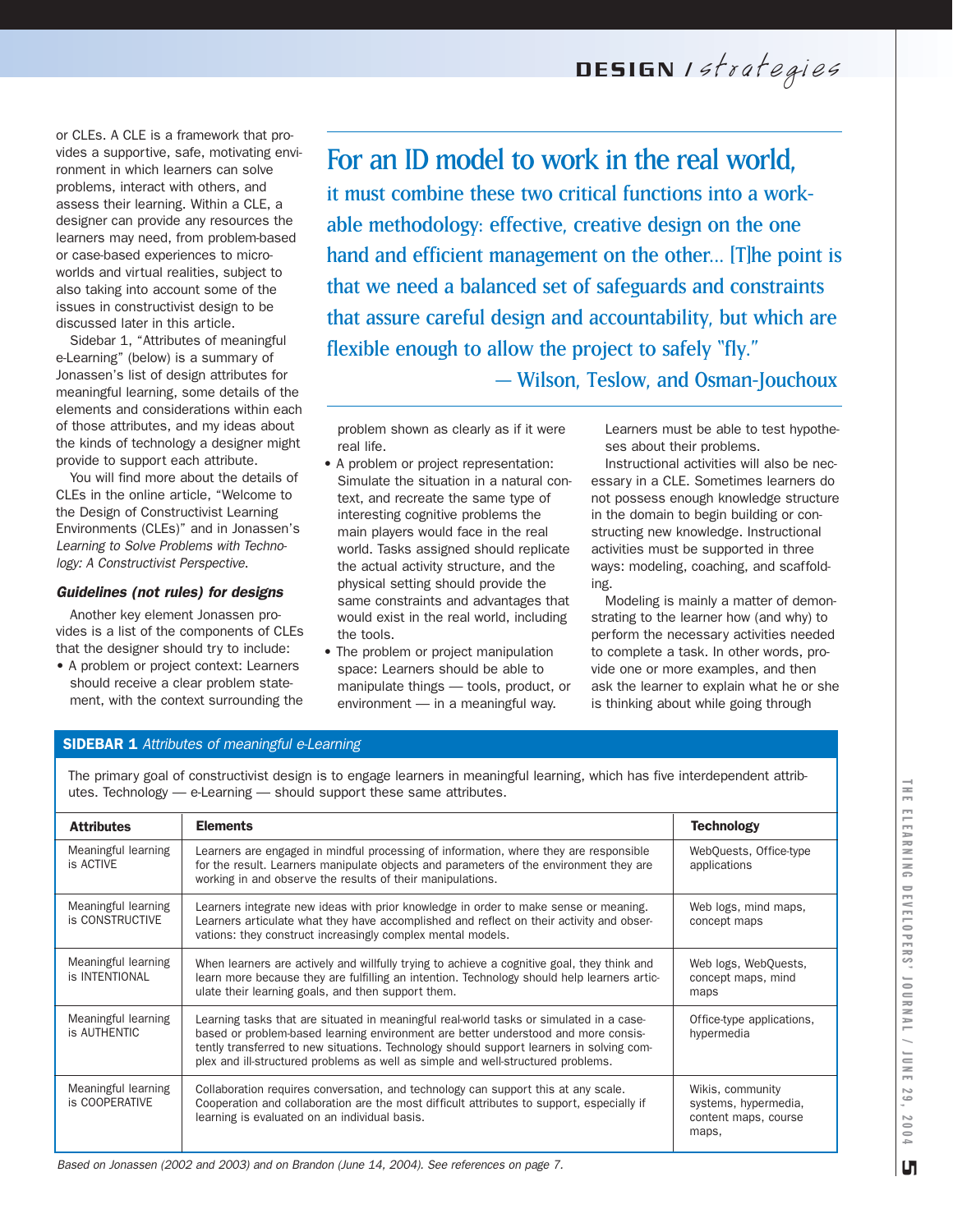or CLEs. A CLE is a framework that provides a supportive, safe, motivating environment in which learners can solve problems, interact with others, and assess their learning. Within a CLE, a designer can provide any resources the learners may need, from problem-based or case-based experiences to microworlds and virtual realities, subject to also taking into account some of the issues in constructivist design to be discussed later in this article.

Sidebar 1, "Attributes of meaningful e-Learning" (below) is a summary of Jonassen's list of design attributes for meaningful learning, some details of the elements and considerations within each of those attributes, and my ideas about the kinds of technology a designer might provide to support each attribute.

You will find more about the details of CLEs in the online article, "Welcome to the Design of Constructivist Learning Environments (CLEs)" and in Jonassen's *Learning to Solve Problems with Technology: A Constructivist Perspective*.

> For an ID model to work in the real world, it must combine these two critical functions into a workable methodology: effective, creative design on the one hand and efficient management on the other... [T]he point is that we need a balanced set of safeguards and constraints that assure careful design and accountability, but which are flexible enough to allow the project to safely "fly."
>
> — Wilson, Teslow, and Osman-Jouchoux

### *Guidelines (not rules) for designs*

Another key element Jonassen provides is a list of the components of CLEs that the designer should try to include:

- A problem or project context: Learners should receive a clear problem statement, with the context surrounding the problem shown as clearly as if it were real life.
- A problem or project representation: Simulate the situation in a natural context, and recreate the same type of interesting cognitive problems the main players would face in the real world. Tasks assigned should replicate the actual activity structure, and the physical setting should provide the same constraints and advantages that would exist in the real world, including the tools.
- The problem or project manipulation space: Learners should be able to manipulate things — tools, product, or environment — in a meaningful way. Learners must be able to test hypotheses about their problems.

Instructional activities will also be necessary in a CLE. Sometimes learners do not possess enough knowledge structure in the domain to begin building or constructing new knowledge. Instructional activities must be supported in three ways: modeling, coaching, and scaffolding.

Modeling is mainly a matter of demonstrating to the learner how (and why) to perform the necessary activities needed to complete a task. In other words, provide one or more examples, and then ask the learner to explain what he or she is thinking about while going through

**SIDEBAR 1** *Attributes of meaningful e-Learning*

The primary goal of constructivist design is to engage learners in meaningful learning, which has five interdependent attributes. Technology — e-Learning — should support these same attributes.

| Attributes | Elements | Technology |
|---|---|---|
| Meaningful learning is ACTIVE | Learners are engaged in mindful processing of information, where they are responsible for the result. Learners manipulate objects and parameters of the environment they are working in and observe the results of their manipulations. | WebQuests, Office-type applications |
| Meaningful learning is CONSTRUCTIVE | Learners integrate new ideas with prior knowledge in order to make sense or meaning. Learners articulate what they have accomplished and reflect on their activity and observations: they construct increasingly complex mental models. | Web logs, mind maps, concept maps |
| Meaningful learning is INTENTIONAL | When learners are actively and willfully trying to achieve a cognitive goal, they think and learn more because they are fulfilling an intention. Technology should help learners articulate their learning goals, and then support them. | Web logs, WebQuests, concept maps, mind maps |
| Meaningful learning is AUTHENTIC | Learning tasks that are situated in meaningful real-world tasks or simulated in a case-based or problem-based learning environment are better understood and more consistently transferred to new situations. Technology should support learners in solving complex and ill-structured problems as well as simple and well-structured problems. | Office-type applications, hypermedia |
| Meaningful learning is COOPERATIVE | Collaboration requires conversation, and technology can support this at any scale. Cooperation and collaboration are the most difficult attributes to support, especially if learning is evaluated on an individual basis. | Wikis, community systems, hypermedia, content maps, course maps, |

*Based on Jonassen (2002 and 2003) and on Brandon (June 14, 2004). See references on page 7.*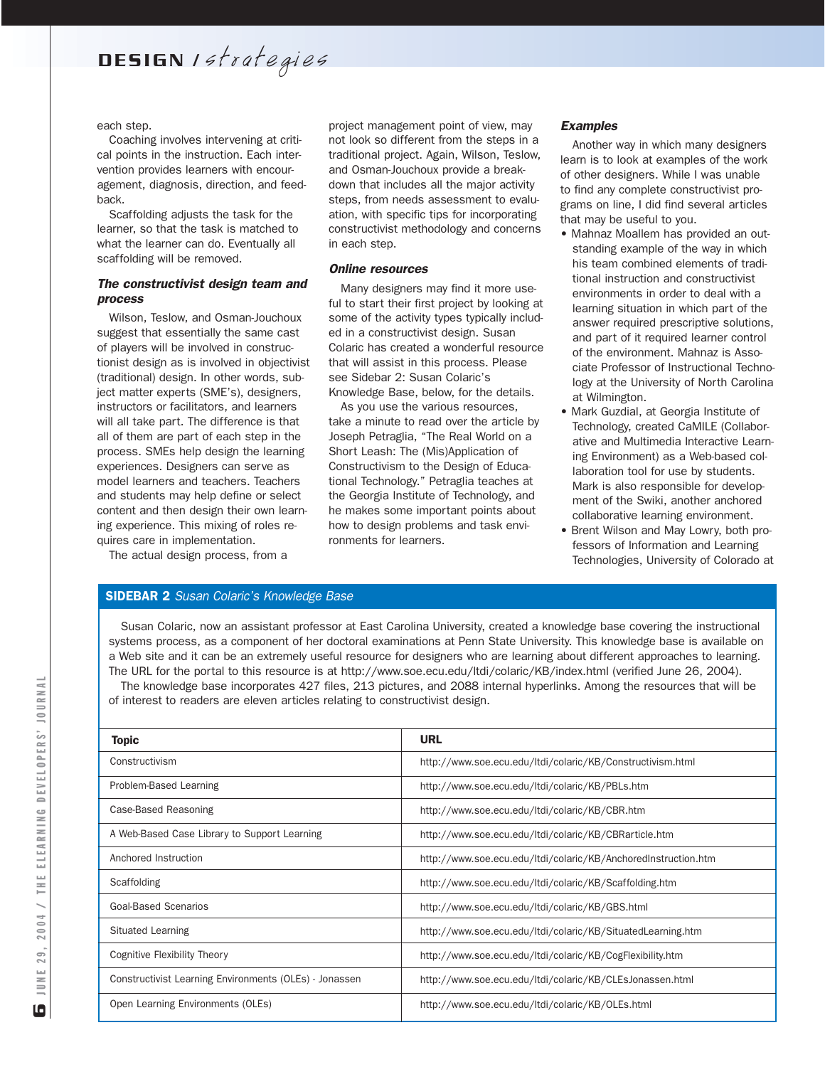each step.

Coaching involves intervening at critical points in the instruction. Each intervention provides learners with encouragement, diagnosis, direction, and feedback.

Scaffolding adjusts the task for the learner, so that the task is matched to what the learner can do. Eventually all scaffolding will be removed.

### *The constructivist design team and process*

Wilson, Teslow, and Osman-Jouchoux suggest that essentially the same cast of players will be involved in constructionist design as is involved in objectivist (traditional) design. In other words, subject matter experts (SME's), designers, instructors or facilitators, and learners will all take part. The difference is that all of them are part of each step in the process. SMEs help design the learning experiences. Designers can serve as model learners and teachers. Teachers and students may help define or select content and then design their own learning experience. This mixing of roles requires care in implementation.

The actual design process, from a project management point of view, may not look so different from the steps in a traditional project. Again, Wilson, Teslow, and Osman-Jouchoux provide a breakdown that includes all the major activity steps, from needs assessment to evaluation, with specific tips for incorporating constructivist methodology and concerns in each step.

### *Online resources*

Many designers may find it more useful to start their first project by looking at some of the activity types typically included in a constructivist design. Susan Colaric has created a wonderful resource that will assist in this process. Please see Sidebar 2: Susan Colaric's Knowledge Base, below, for the details.

As you use the various resources, take a minute to read over the article by Joseph Petraglia, "The Real World on a Short Leash: The (Mis)Application of Constructivism to the Design of Educational Technology." Petraglia teaches at the Georgia Institute of Technology, and he makes some important points about how to design problems and task environments for learners.

### *Examples*

Another way in which many designers learn is to look at examples of the work of other designers. While I was unable to find any complete constructivist programs on line, I did find several articles that may be useful to you.

- Mahnaz Moallem has provided an outstanding example of the way in which his team combined elements of traditional instruction and constructivist environments in order to deal with a learning situation in which part of the answer required prescriptive solutions, and part of it required learner control of the environment. Mahnaz is Associate Professor of Instructional Technology at the University of North Carolina at Wilmington.
- Mark Guzdial, at Georgia Institute of Technology, created CaMILE (Collaborative and Multimedia Interactive Learning Environment) as a Web-based collaboration tool for use by students. Mark is also responsible for development of the Swiki, another anchored collaborative learning environment.
- Brent Wilson and May Lowry, both professors of Information and Learning Technologies, University of Colorado at

---

**SIDEBAR 2** *Susan Colaric's Knowledge Base*

Susan Colaric, now an assistant professor at East Carolina University, created a knowledge base covering the instructional systems process, as a component of her doctoral examinations at Penn State University. This knowledge base is available on a Web site and it can be an extremely useful resource for designers who are learning about different approaches to learning. The URL for the portal to this resource is at http://www.soe.ecu.edu/ltdi/colaric/KB/index.html (verified June 26, 2004).

The knowledge base incorporates 427 files, 213 pictures, and 2088 internal hyperlinks. Among the resources that will be of interest to readers are eleven articles relating to constructivist design.

| Topic | URL |
|---|---|
| Constructivism | http://www.soe.ecu.edu/ltdi/colaric/KB/Constructivism.html |
| Problem-Based Learning | http://www.soe.ecu.edu/ltdi/colaric/KB/PBLs.htm |
| Case-Based Reasoning | http://www.soe.ecu.edu/ltdi/colaric/KB/CBR.htm |
| A Web-Based Case Library to Support Learning | http://www.soe.ecu.edu/ltdi/colaric/KB/CBRarticle.htm |
| Anchored Instruction | http://www.soe.ecu.edu/ltdi/colaric/KB/AnchoredInstruction.htm |
| Scaffolding | http://www.soe.ecu.edu/ltdi/colaric/KB/Scaffolding.htm |
| Goal-Based Scenarios | http://www.soe.ecu.edu/ltdi/colaric/KB/GBS.html |
| Situated Learning | http://www.soe.ecu.edu/ltdi/colaric/KB/SituatedLearning.htm |
| Cognitive Flexibility Theory | http://www.soe.ecu.edu/ltdi/colaric/KB/CogFlexibility.htm |
| Constructivist Learning Environments (OLEs) - Jonassen | http://www.soe.ecu.edu/ltdi/colaric/KB/CLEsJonassen.html |
| Open Learning Environments (OLEs) | http://www.soe.ecu.edu/ltdi/colaric/KB/OLEs.html |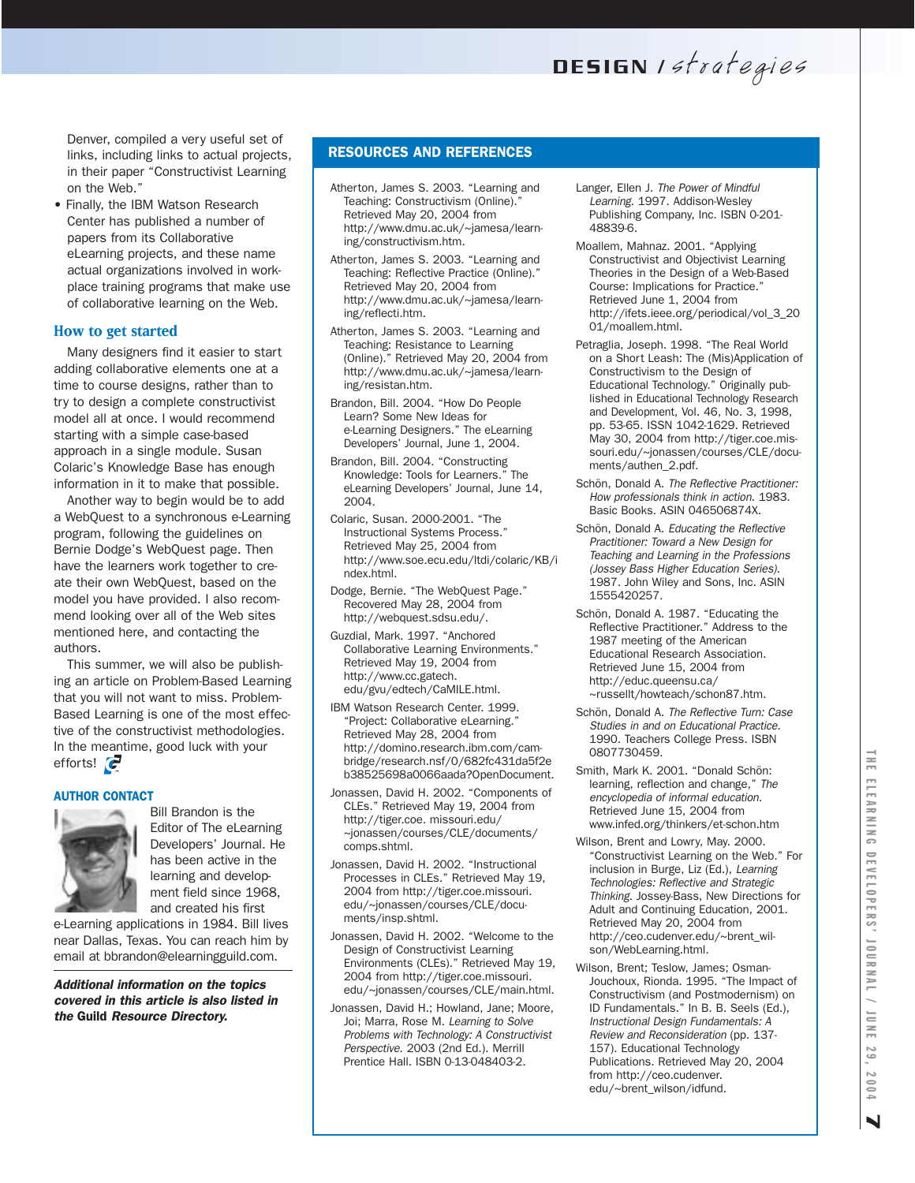Denver, compiled a very useful set of links, including links to actual projects, in their paper "Constructivist Learning on the Web."

- Finally, the IBM Watson Research Center has published a number of papers from its Collaborative eLearning projects, and these name actual organizations involved in workplace training programs that make use of collaborative learning on the Web.

### How to get started

Many designers find it easier to start adding collaborative elements one at a time to course designs, rather than to try to design a complete constructivist model all at once. I would recommend starting with a simple case-based approach in a single module. Susan Colaric's Knowledge Base has enough information in it to make that possible.

Another way to begin would be to add a WebQuest to a synchronous e-Learning program, following the guidelines on Bernie Dodge's WebQuest page. Then have the learners work together to create their own WebQuest, based on the model you have provided. I also recommend looking over all of the Web sites mentioned here, and contacting the authors.

This summer, we will also be publishing an article on Problem-Based Learning that you will not want to miss. Problem-Based Learning is one of the most effective of the constructivist methodologies. In the meantime, good luck with your efforts!

### AUTHOR CONTACT

Bill Brandon is the Editor of The eLearning Developers' Journal. He has been active in the learning and development field since 1968, and created his first e-Learning applications in 1984. Bill lives near Dallas, Texas. You can reach him by email at bbrandon@elearningguild.com.

***Additional information on the topics covered in this article is also listed in the Guild Resource Directory.***

## RESOURCES AND REFERENCES

Atherton, James S. 2003. "Learning and Teaching: Constructivism (Online)." Retrieved May 20, 2004 from http://www.dmu.ac.uk/~jamesa/learning/constructivism.htm.

Atherton, James S. 2003. "Learning and Teaching: Reflective Practice (Online)." Retrieved May 20, 2004 from http://www.dmu.ac.uk/~jamesa/learning/reflecti.htm.

Atherton, James S. 2003. "Learning and Teaching: Resistance to Learning (Online)." Retrieved May 20, 2004 from http://www.dmu.ac.uk/~jamesa/learning/resistan.htm.

Brandon, Bill. 2004. "How Do People Learn? Some New Ideas for e-Learning Designers." The eLearning Developers' Journal, June 1, 2004.

Brandon, Bill. 2004. "Constructing Knowledge: Tools for Learners." The eLearning Developers' Journal, June 14, 2004.

Colaric, Susan. 2000-2001. "The Instructional Systems Process." Retrieved May 25, 2004 from http://www.soe.ecu.edu/ltdi/colaric/KB/index.html.

Dodge, Bernie. "The WebQuest Page." Recovered May 28, 2004 from http://webquest.sdsu.edu/.

Guzdial, Mark. 1997. "Anchored Collaborative Learning Environments." Retrieved May 19, 2004 from http://www.cc.gatech.edu/gvu/edtech/CaMILE.html.

IBM Watson Research Center. 1999. "Project: Collaborative eLearning." Retrieved May 28, 2004 from http://domino.research.ibm.com/cambridge/research.nsf/0/682fc431da5f2eb38525698a0066aada?OpenDocument.

Jonassen, David H. 2002. "Components of CLEs." Retrieved May 19, 2004 from http://tiger.coe. missouri.edu/~jonassen/courses/CLE/documents/comps.shtml.

Jonassen, David H. 2002. "Instructional Processes in CLEs." Retrieved May 19, 2004 from http://tiger.coe.missouri.edu/~jonassen/courses/CLE/documents/insp.shtml.

Jonassen, David H. 2002. "Welcome to the Design of Constructivist Learning Environments (CLEs)." Retrieved May 19, 2004 from http://tiger.coe.missouri.edu/~jonassen/courses/CLE/main.html.

Jonassen, David H.; Howland, Jane; Moore, Joi; Marra, Rose M. *Learning to Solve Problems with Technology: A Constructivist Perspective.* 2003 (2nd Ed.). Merrill Prentice Hall. ISBN 0-13-048403-2.

Langer, Ellen J. *The Power of Mindful Learning.* 1997. Addison-Wesley Publishing Company, Inc. ISBN 0-201-48839-6.

Moallem, Mahnaz. 2001. "Applying Constructivist and Objectivist Learning Theories in the Design of a Web-Based Course: Implications for Practice." Retrieved June 1, 2004 from http://ifets.ieee.org/periodical/vol_3_2001/moallem.html.

Petraglia, Joseph. 1998. "The Real World on a Short Leash: The (Mis)Application of Constructivism to the Design of Educational Technology." Originally published in Educational Technology Research and Development, Vol. 46, No. 3, 1998, pp. 53-65. ISSN 1042-1629. Retrieved May 30, 2004 from http://tiger.coe.missouri.edu/~jonassen/courses/CLE/documents/authen_2.pdf.

Schön, Donald A. *The Reflective Practitioner: How professionals think in action.* 1983. Basic Books. ASIN 046506874X.

Schön, Donald A. *Educating the Reflective Practitioner: Toward a New Design for Teaching and Learning in the Professions (Jossey Bass Higher Education Series).* 1987. John Wiley and Sons, Inc. ASIN 1555420257.

Schön, Donald A. 1987. "Educating the Reflective Practitioner." Address to the 1987 meeting of the American Educational Research Association. Retrieved June 15, 2004 from http://educ.queensu.ca/~russellt/howteach/schon87.htm.

Schön, Donald A. *The Reflective Turn: Case Studies in and on Educational Practice.* 1990. Teachers College Press. ISBN 0807730459.

Smith, Mark K. 2001. "Donald Schön: learning, reflection and change," *The encyclopedia of informal education.* Retrieved June 15, 2004 from www.infed.org/thinkers/et-schon.htm

Wilson, Brent and Lowry, May. 2000. "Constructivist Learning on the Web." For inclusion in Burge, Liz (Ed.), *Learning Technologies: Reflective and Strategic Thinking.* Jossey-Bass, New Directions for Adult and Continuing Education, 2001. Retrieved May 20, 2004 from http://ceo.cudenver.edu/~brent_wilson/WebLearning.html.

Wilson, Brent; Teslow, James; Osman-Jouchoux, Rionda. 1995. "The Impact of Constructivism (and Postmodernism) on ID Fundamentals." In B. B. Seels (Ed.), *Instructional Design Fundamentals: A Review and Reconsideration* (pp. 137-157). Educational Technology Publications. Retrieved May 20, 2004 from http://ceo.cudenver.edu/~brent_wilson/idfund.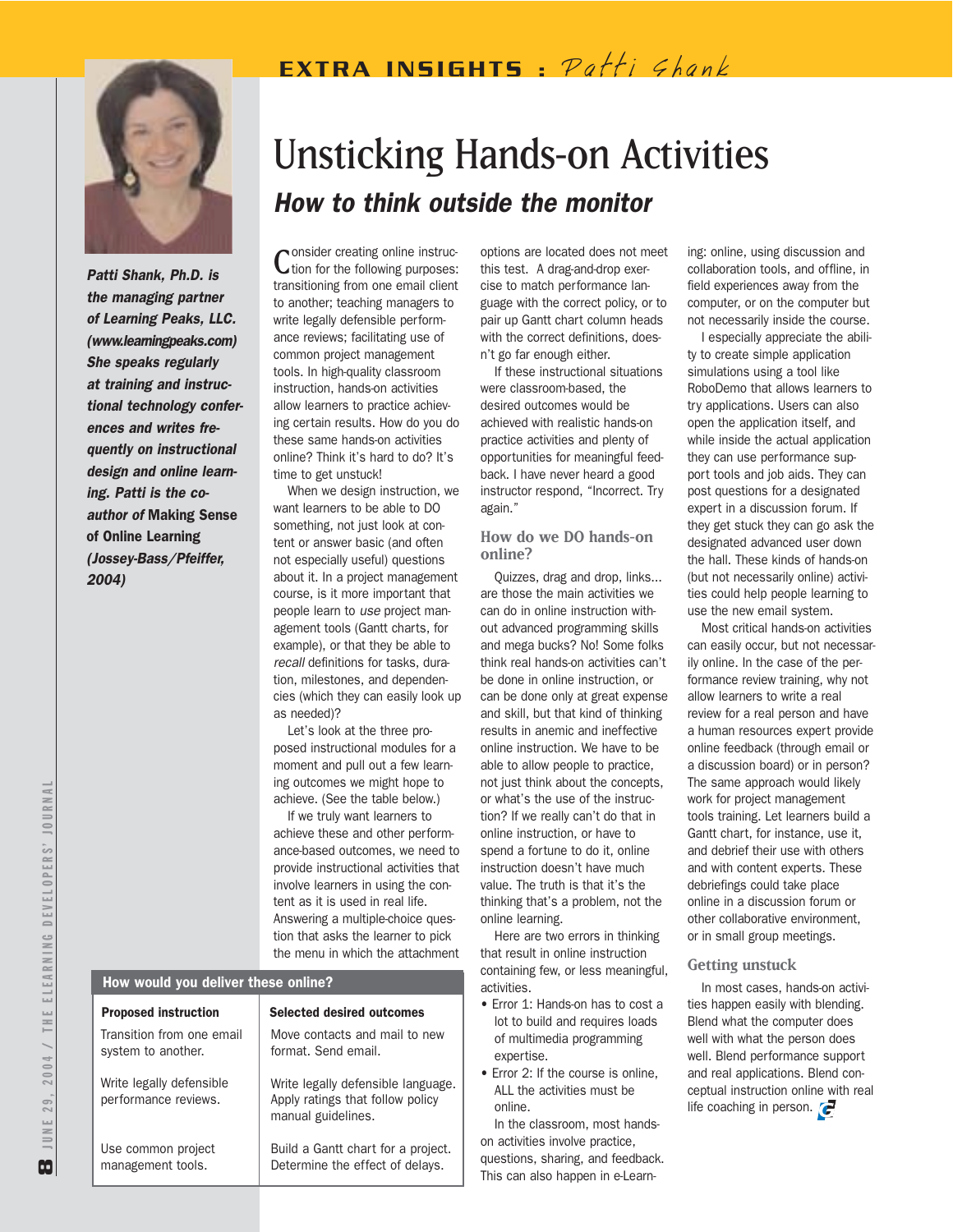EXTRA INSIGHTS : *Patti Shank*

*Patti Shank, Ph.D. is the managing partner of Learning Peaks, LLC. (www.learningpeaks.com) She speaks regularly at training and instructional technology conferences and writes frequently on instructional design and online learning. Patti is the co-author of* **Making Sense of Online Learning** *(Jossey-Bass/Pfeiffer, 2004)*

# Unsticking Hands-on Activities

## *How to think outside the monitor*

Consider creating online instruction for the following purposes: transitioning from one email client to another; teaching managers to write legally defensible performance reviews; facilitating use of common project management tools. In high-quality classroom instruction, hands-on activities allow learners to practice achieving certain results. How do you do these same hands-on activities online? Think it's hard to do? It's time to get unstuck!

When we design instruction, we want learners to be able to DO something, not just look at content or answer basic (and often not especially useful) questions about it. In a project management course, is it more important that people learn to *use* project management tools (Gantt charts, for example), or that they be able to *recall* definitions for tasks, duration, milestones, and dependencies (which they can easily look up as needed)?

Let's look at the three proposed instructional modules for a moment and pull out a few learning outcomes we might hope to achieve. (See the table below.)

If we truly want learners to achieve these and other performance-based outcomes, we need to provide instructional activities that involve learners in using the content as it is used in real life. Answering a multiple-choice question that asks the learner to pick the menu in which the attachment options are located does not meet this test. A drag-and-drop exercise to match performance language with the correct policy, or to pair up Gantt chart column heads with the correct definitions, doesn't go far enough either.

If these instructional situations were classroom-based, the desired outcomes would be achieved with realistic hands-on practice activities and plenty of opportunities for meaningful feedback. I have never heard a good instructor respond, "Incorrect. Try again."

### How do we DO hands-on online?

Quizzes, drag and drop, links... are those the main activities we can do in online instruction without advanced programming skills and mega bucks? No! Some folks think real hands-on activities can't be done in online instruction, or can be done only at great expense and skill, but that kind of thinking results in anemic and ineffective online instruction. We have to be able to allow people to practice, not just think about the concepts, or what's the use of the instruction? If we really can't do that in online instruction, or have to spend a fortune to do it, online instruction doesn't have much value. The truth is that it's the thinking that's a problem, not the online learning.

Here are two errors in thinking that result in online instruction containing few, or less meaningful, activities.

- Error 1: Hands-on has to cost a lot to build and requires loads of multimedia programming expertise.
- Error 2: If the course is online, ALL the activities must be online.

In the classroom, most hands-on activities involve practice, questions, sharing, and feedback. This can also happen in e-Learning: online, using discussion and collaboration tools, and offline, in field experiences away from the computer, or on the computer but not necessarily inside the course.

I especially appreciate the ability to create simple application simulations using a tool like RoboDemo that allows learners to try applications. Users can also open the application itself, and while inside the actual application they can use performance support tools and job aids. They can post questions for a designated expert in a discussion forum. If they get stuck they can go ask the designated advanced user down the hall. These kinds of hands-on (but not necessarily online) activities could help people learning to use the new email system.

Most critical hands-on activities can easily occur, but not necessarily online. In the case of the performance review training, why not allow learners to write a real review for a real person and have a human resources expert provide online feedback (through email or a discussion board) or in person? The same approach would likely work for project management tools training. Let learners build a Gantt chart, for instance, use it, and debrief their use with others and with content experts. These debriefings could take place online in a discussion forum or other collaborative environment, or in small group meetings.

### Getting unstuck

In most cases, hands-on activities happen easily with blending. Blend what the computer does well with what the person does well. Blend performance support and real applications. Blend conceptual instruction online with real life coaching in person.

**How would you deliver these online?**

| Proposed instruction | Selected desired outcomes |
|---|---|
| Transition from one email system to another. | Move contacts and mail to new format. Send email. |
| Write legally defensible performance reviews. | Write legally defensible language. Apply ratings that follow policy manual guidelines. |
| Use common project management tools. | Build a Gantt chart for a project. Determine the effect of delays. |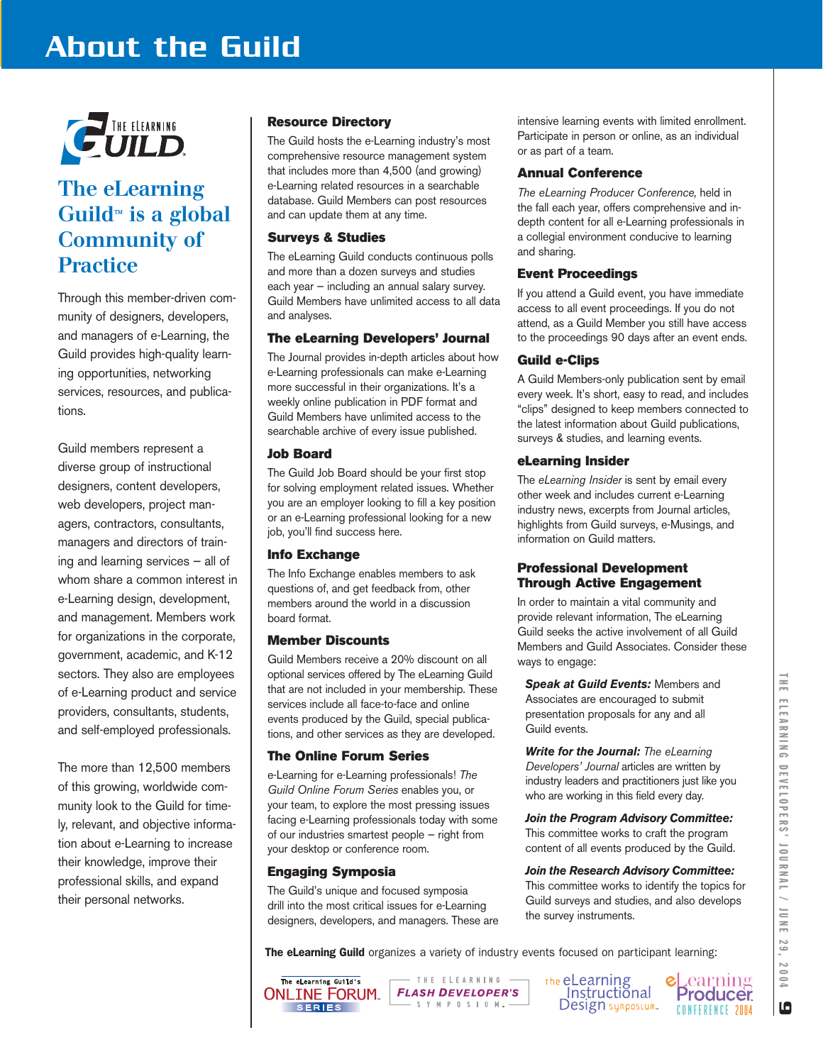# About the Guild

## The eLearning Guild™ is a global Community of Practice

Through this member-driven community of designers, developers, and managers of e-Learning, the Guild provides high-quality learning opportunities, networking services, resources, and publications.

Guild members represent a diverse group of instructional designers, content developers, web developers, project managers, contractors, consultants, managers and directors of training and learning services – all of whom share a common interest in e-Learning design, development, and management. Members work for organizations in the corporate, government, academic, and K-12 sectors. They also are employees of e-Learning product and service providers, consultants, students, and self-employed professionals.

The more than 12,500 members of this growing, worldwide community look to the Guild for timely, relevant, and objective information about e-Learning to increase their knowledge, improve their professional skills, and expand their personal networks.

### Resource Directory

The Guild hosts the e-Learning industry's most comprehensive resource management system that includes more than 4,500 (and growing) e-Learning related resources in a searchable database. Guild Members can post resources and can update them at any time.

### Surveys & Studies

The eLearning Guild conducts continuous polls and more than a dozen surveys and studies each year – including an annual salary survey. Guild Members have unlimited access to all data and analyses.

### The eLearning Developers' Journal

The Journal provides in-depth articles about how e-Learning professionals can make e-Learning more successful in their organizations. It's a weekly online publication in PDF format and Guild Members have unlimited access to the searchable archive of every issue published.

### Job Board

The Guild Job Board should be your first stop for solving employment related issues. Whether you are an employer looking to fill a key position or an e-Learning professional looking for a new job, you'll find success here.

### Info Exchange

The Info Exchange enables members to ask questions of, and get feedback from, other members around the world in a discussion board format.

### Member Discounts

Guild Members receive a 20% discount on all optional services offered by The eLearning Guild that are not included in your membership. These services include all face-to-face and online events produced by the Guild, special publications, and other services as they are developed.

### The Online Forum Series

e-Learning for e-Learning professionals! *The Guild Online Forum Series* enables you, or your team, to explore the most pressing issues facing e-Learning professionals today with some of our industries smartest people – right from your desktop or conference room.

### Engaging Symposia

The Guild's unique and focused symposia drill into the most critical issues for e-Learning designers, developers, and managers. These are intensive learning events with limited enrollment. Participate in person or online, as an individual or as part of a team.

### Annual Conference

*The eLearning Producer Conference,* held in the fall each year, offers comprehensive and in-depth content for all e-Learning professionals in a collegial environment conducive to learning and sharing.

### Event Proceedings

If you attend a Guild event, you have immediate access to all event proceedings. If you do not attend, as a Guild Member you still have access to the proceedings 90 days after an event ends.

### Guild e-Clips

A Guild Members-only publication sent by email every week. It's short, easy to read, and includes "clips" designed to keep members connected to the latest information about Guild publications, surveys & studies, and learning events.

### eLearning Insider

The *eLearning Insider* is sent by email every other week and includes current e-Learning industry news, excerpts from Journal articles, highlights from Guild surveys, e-Musings, and information on Guild matters.

### Professional Development Through Active Engagement

In order to maintain a vital community and provide relevant information, The eLearning Guild seeks the active involvement of all Guild Members and Guild Associates. Consider these ways to engage:

***Speak at Guild Events:*** Members and Associates are encouraged to submit presentation proposals for any and all Guild events.

***Write for the Journal:*** *The eLearning Developers' Journal* articles are written by industry leaders and practitioners just like you who are working in this field every day.

***Join the Program Advisory Committee:*** This committee works to craft the program content of all events produced by the Guild.

***Join the Research Advisory Committee:*** This committee works to identify the topics for Guild surveys and studies, and also develops the survey instruments.

**The eLearning Guild** organizes a variety of industry events focused on participant learning:

The eLearning Guild's Online Forum Series · The eLearning Flash Developer's Symposium · The eLearning Instructional Design Symposium · eLearning Producer Conference 2004